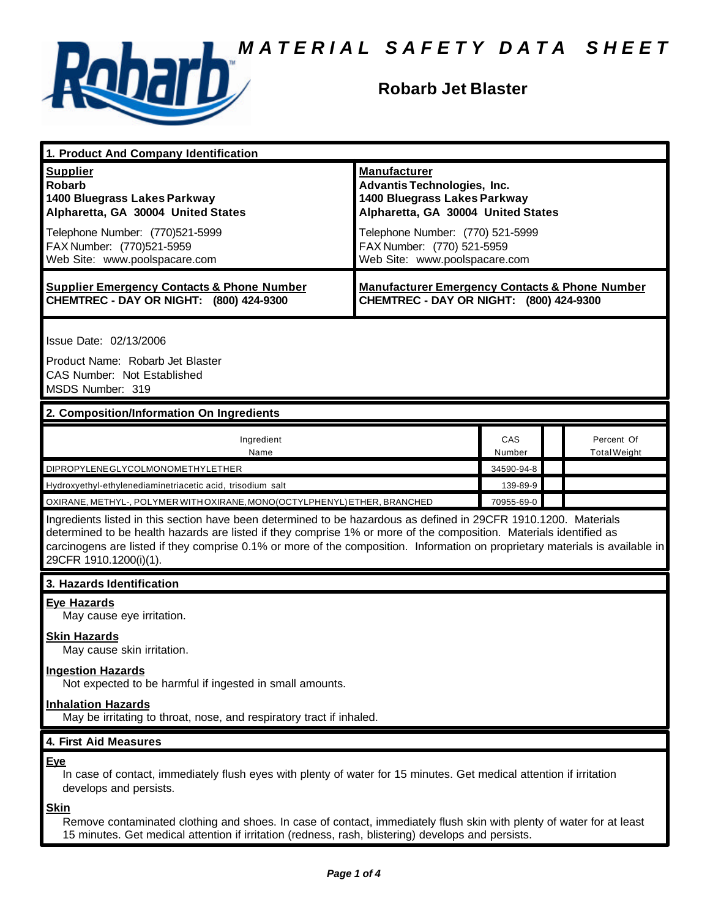# MATERIAL SAFETY DATA SHEET

## Robarb Jet Blaster

### 1. Product And Company Identification

| **Supplier** | **Manufacturer** |
|---|---|
| **Robarb**<br>**1400 Bluegrass Lakes Parkway**<br>**Alpharetta, GA 30004 United States** | **Advantis Technologies, Inc.**<br>**1400 Bluegrass Lakes Parkway**<br>**Alpharetta, GA 30004 United States** |
| Telephone Number: (770)521-5999<br>FAX Number: (770)521-5959<br>Web Site: www.poolspacare.com | Telephone Number: (770) 521-5999<br>FAX Number: (770) 521-5959<br>Web Site: www.poolspacare.com |
| **Supplier Emergency Contacts & Phone Number**<br>**CHEMTREC - DAY OR NIGHT: (800) 424-9300** | **Manufacturer Emergency Contacts & Phone Number**<br>**CHEMTREC - DAY OR NIGHT: (800) 424-9300** |

Issue Date: 02/13/2006

Product Name: Robarb Jet Blaster
CAS Number: Not Established
MSDS Number: 319

### 2. Composition/Information On Ingredients

| Ingredient Name | CAS Number | | Percent Of Total Weight |
|---|---|---|---|
| DIPROPYLENEGLYCOLMONOMETHYLETHER | 34590-94-8 | | |
| Hydroxyethyl-ethylenediaminetriacetic acid, trisodium salt | 139-89-9 | | |
| OXIRANE, METHYL-, POLYMER WITH OXIRANE, MONO(OCTYLPHENYL) ETHER, BRANCHED | 70955-69-0 | | |

Ingredients listed in this section have been determined to be hazardous as defined in 29CFR 1910.1200. Materials determined to be health hazards are listed if they comprise 1% or more of the composition. Materials identified as carcinogens are listed if they comprise 0.1% or more of the composition. Information on proprietary materials is available in 29CFR 1910.1200(i)(1).

### 3. Hazards Identification

**Eye Hazards**
May cause eye irritation.

**Skin Hazards**
May cause skin irritation.

**Ingestion Hazards**
Not expected to be harmful if ingested in small amounts.

**Inhalation Hazards**
May be irritating to throat, nose, and respiratory tract if inhaled.

### 4. First Aid Measures

**Eye**
In case of contact, immediately flush eyes with plenty of water for 15 minutes. Get medical attention if irritation develops and persists.

**Skin**
Remove contaminated clothing and shoes. In case of contact, immediately flush skin with plenty of water for at least 15 minutes. Get medical attention if irritation (redness, rash, blistering) develops and persists.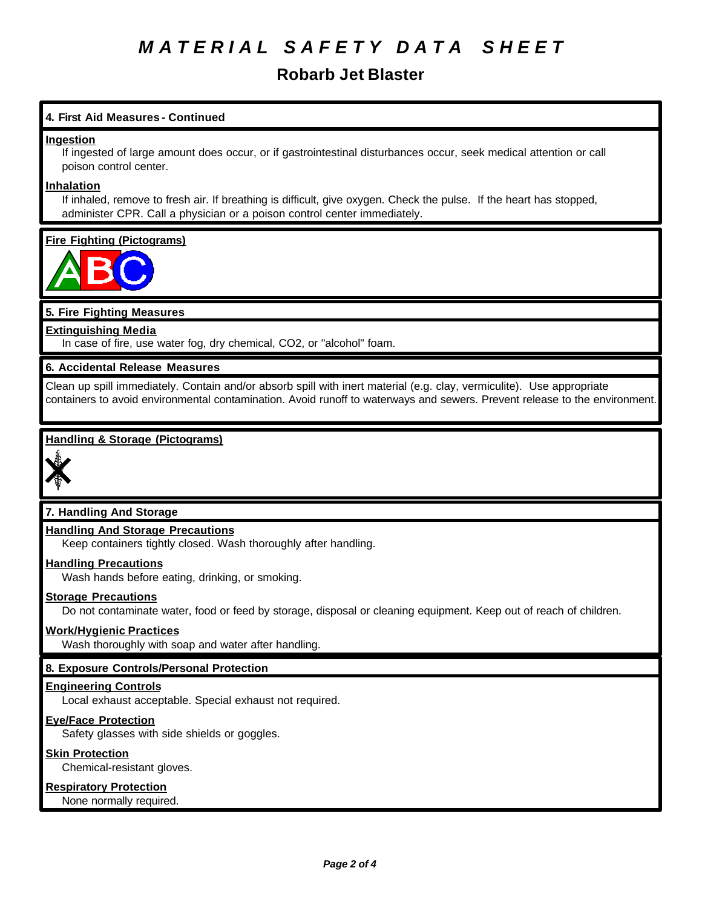# MATERIAL SAFETY DATA SHEET

## Robarb Jet Blaster

### 4. First Aid Measures - Continued

**Ingestion**

If ingested of large amount does occur, or if gastrointestinal disturbances occur, seek medical attention or call poison control center.

**Inhalation**

If inhaled, remove to fresh air. If breathing is difficult, give oxygen. Check the pulse. If the heart has stopped, administer CPR. Call a physician or a poison control center immediately.

**Fire Fighting (Pictograms)**

### 5. Fire Fighting Measures

**Extinguishing Media**

In case of fire, use water fog, dry chemical, $CO_2$, or "alcohol" foam.

### 6. Accidental Release Measures

Clean up spill immediately. Contain and/or absorb spill with inert material (e.g. clay, vermiculite). Use appropriate containers to avoid environmental contamination. Avoid runoff to waterways and sewers. Prevent release to the environment.

**Handling & Storage (Pictograms)**

### 7. Handling And Storage

**Handling And Storage Precautions**

Keep containers tightly closed. Wash thoroughly after handling.

**Handling Precautions**

Wash hands before eating, drinking, or smoking.

**Storage Precautions**

Do not contaminate water, food or feed by storage, disposal or cleaning equipment. Keep out of reach of children.

**Work/Hygienic Practices**

Wash thoroughly with soap and water after handling.

### 8. Exposure Controls/Personal Protection

**Engineering Controls**

Local exhaust acceptable. Special exhaust not required.

**Eye/Face Protection**

Safety glasses with side shields or goggles.

**Skin Protection**

Chemical-resistant gloves.

**Respiratory Protection**

None normally required.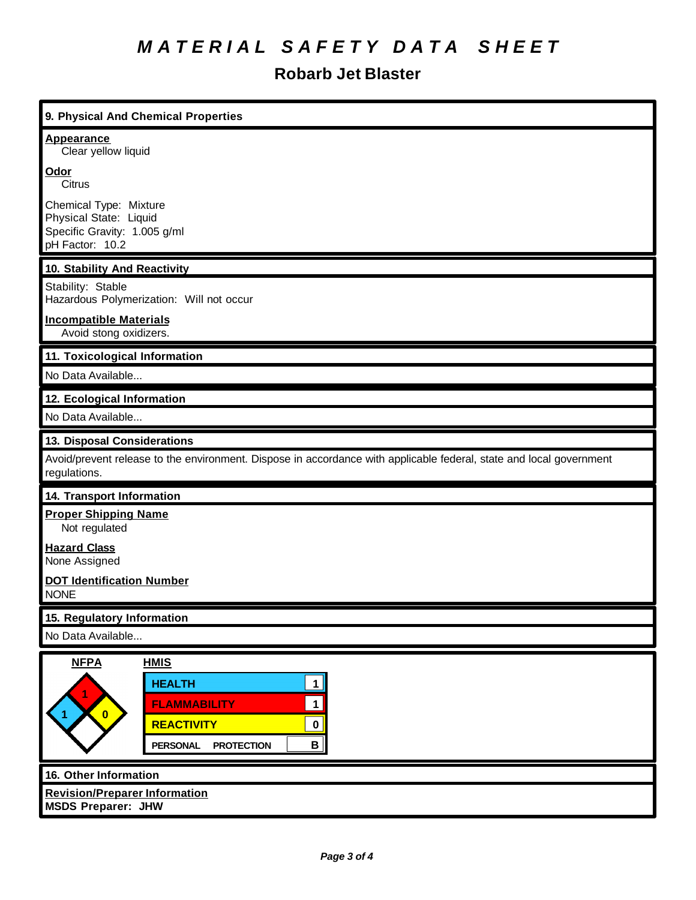# MATERIAL SAFETY DATA SHEET

## Robarb Jet Blaster

### 9. Physical And Chemical Properties

**Appearance**
Clear yellow liquid

**Odor**
Citrus

Chemical Type: Mixture
Physical State: Liquid
Specific Gravity: 1.005 g/ml
pH Factor: 10.2

### 10. Stability And Reactivity

Stability: Stable
Hazardous Polymerization: Will not occur

**Incompatible Materials**
Avoid stong oxidizers.

### 11. Toxicological Information

No Data Available...

### 12. Ecological Information

No Data Available...

### 13. Disposal Considerations

Avoid/prevent release to the environment. Dispose in accordance with applicable federal, state and local government regulations.

### 14. Transport Information

**Proper Shipping Name**
Not regulated

**Hazard Class**
None Assigned

**DOT Identification Number**
NONE

### 15. Regulatory Information

No Data Available...

**NFPA**

| Health | Flammability | Reactivity | Special |
|---|---|---|---|
| 1 | 1 | 0 | |

**HMIS**

| | |
|---|---|
| HEALTH | 1 |
| FLAMMABILITY | 1 |
| REACTIVITY | 0 |
| PERSONAL PROTECTION | B |

### 16. Other Information

**Revision/Preparer Information**
**MSDS Preparer: JHW**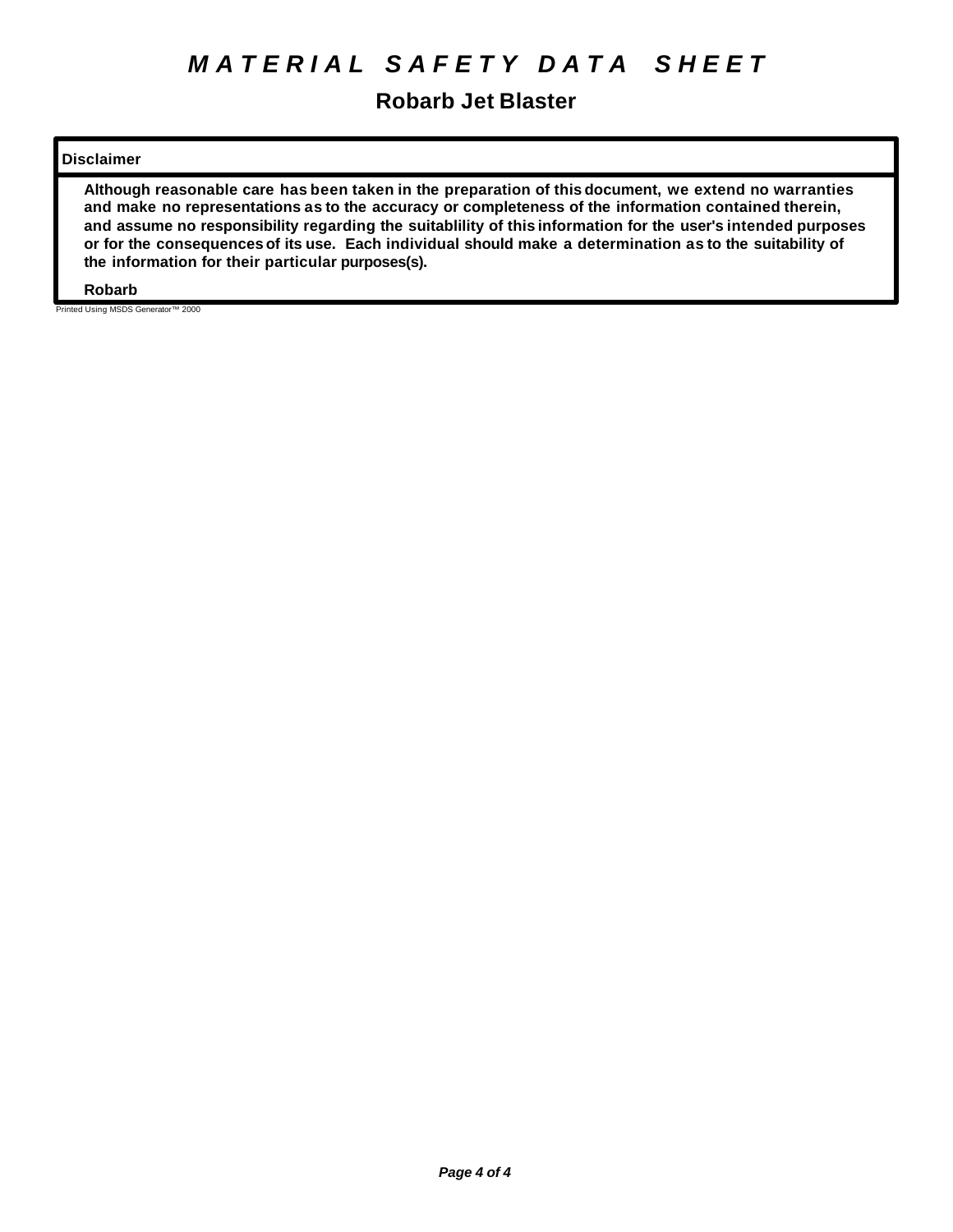# *MATERIAL SAFETY DATA SHEET*

## Robarb Jet Blaster

### Disclaimer

**Although reasonable care has been taken in the preparation of this document, we extend no warranties and make no representations as to the accuracy or completeness of the information contained therein, and assume no responsibility regarding the suitablility of this information for the user's intended purposes or for the consequences of its use. Each individual should make a determination as to the suitability of the information for their particular purposes(s).**

**Robarb**

Printed Using MSDS Generator™ 2000